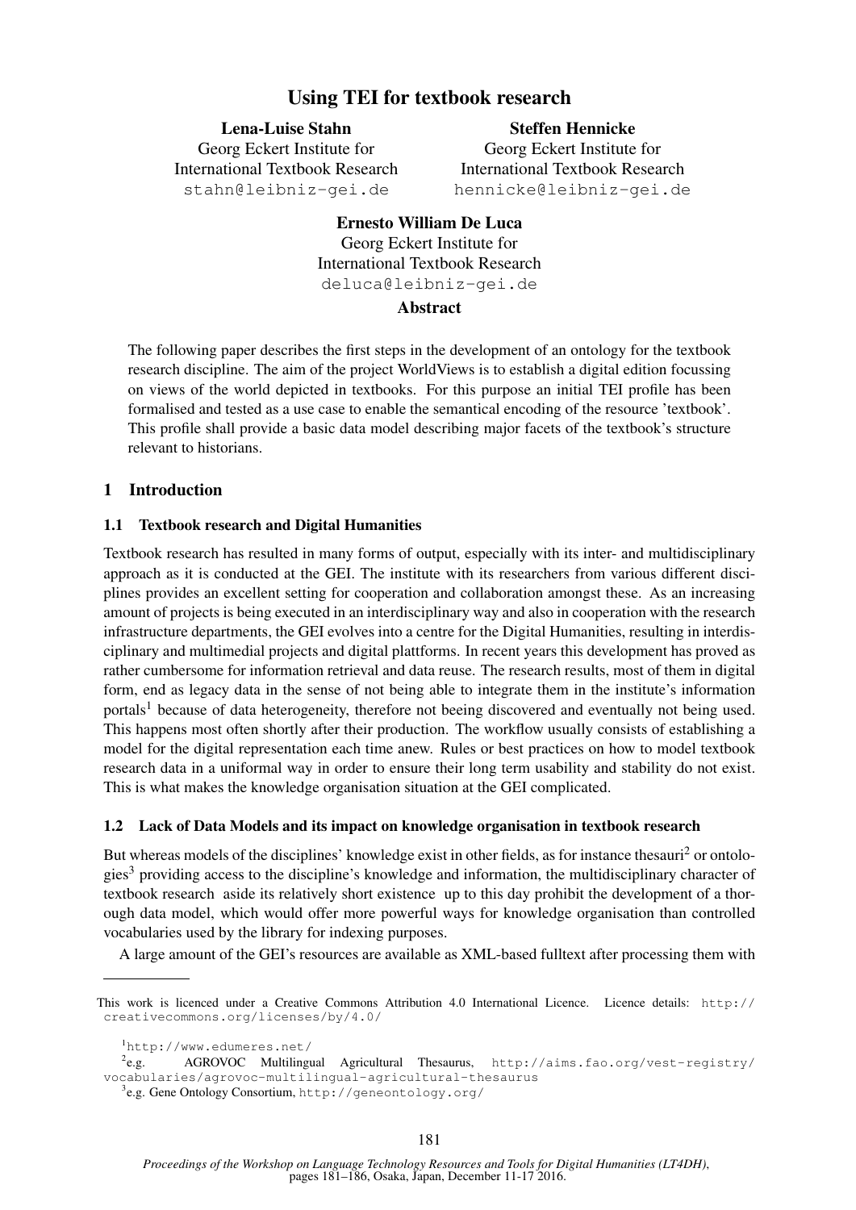# Using TEI for textbook research

**Lena-Luise Stahn**
Georg Eckert Institute for
International Textbook Research
stahn@leibniz-gei.de

**Steffen Hennicke**
Georg Eckert Institute for
International Textbook Research
hennicke@leibniz-gei.de

**Ernesto William De Luca**
Georg Eckert Institute for
International Textbook Research
deluca@leibniz-gei.de

## Abstract

The following paper describes the first steps in the development of an ontology for the textbook research discipline. The aim of the project WorldViews is to establish a digital edition focussing on views of the world depicted in textbooks. For this purpose an initial TEI profile has been formalised and tested as a use case to enable the semantical encoding of the resource 'textbook'. This profile shall provide a basic data model describing major facets of the textbook's structure relevant to historians.

## 1 Introduction

### 1.1 Textbook research and Digital Humanities

Textbook research has resulted in many forms of output, especially with its inter- and multidisciplinary approach as it is conducted at the GEI. The institute with its researchers from various different disciplines provides an excellent setting for cooperation and collaboration amongst these. As an increasing amount of projects is being executed in an interdisciplinary way and also in cooperation with the research infrastructure departments, the GEI evolves into a centre for the Digital Humanities, resulting in interdisciplinary and multimedial projects and digital plattforms. In recent years this development has proved as rather cumbersome for information retrieval and data reuse. The research results, most of them in digital form, end as legacy data in the sense of not being able to integrate them in the institute's information portals[1] because of data heterogeneity, therefore not beeing discovered and eventually not being used. This happens most often shortly after their production. The workflow usually consists of establishing a model for the digital representation each time anew. Rules or best practices on how to model textbook research data in a uniformal way in order to ensure their long term usability and stability do not exist. This is what makes the knowledge organisation situation at the GEI complicated.

### 1.2 Lack of Data Models and its impact on knowledge organisation in textbook research

But whereas models of the disciplines' knowledge exist in other fields, as for instance thesauri[2] or ontologies[3] providing access to the discipline's knowledge and information, the multidisciplinary character of textbook research aside its relatively short existence up to this day prohibit the development of a thorough data model, which would offer more powerful ways for knowledge organisation than controlled vocabularies used by the library for indexing purposes.

A large amount of the GEI's resources are available as XML-based fulltext after processing them with

---

This work is licenced under a Creative Commons Attribution 4.0 International Licence. Licence details: http://creativecommons.org/licenses/by/4.0/

[1] http://www.edumeres.net/

[2] e.g. AGROVOC Multilingual Agricultural Thesaurus, http://aims.fao.org/vest-registry/vocabularies/agrovoc-multilingual-agricultural-thesaurus

[3] e.g. Gene Ontology Consortium, http://geneontology.org/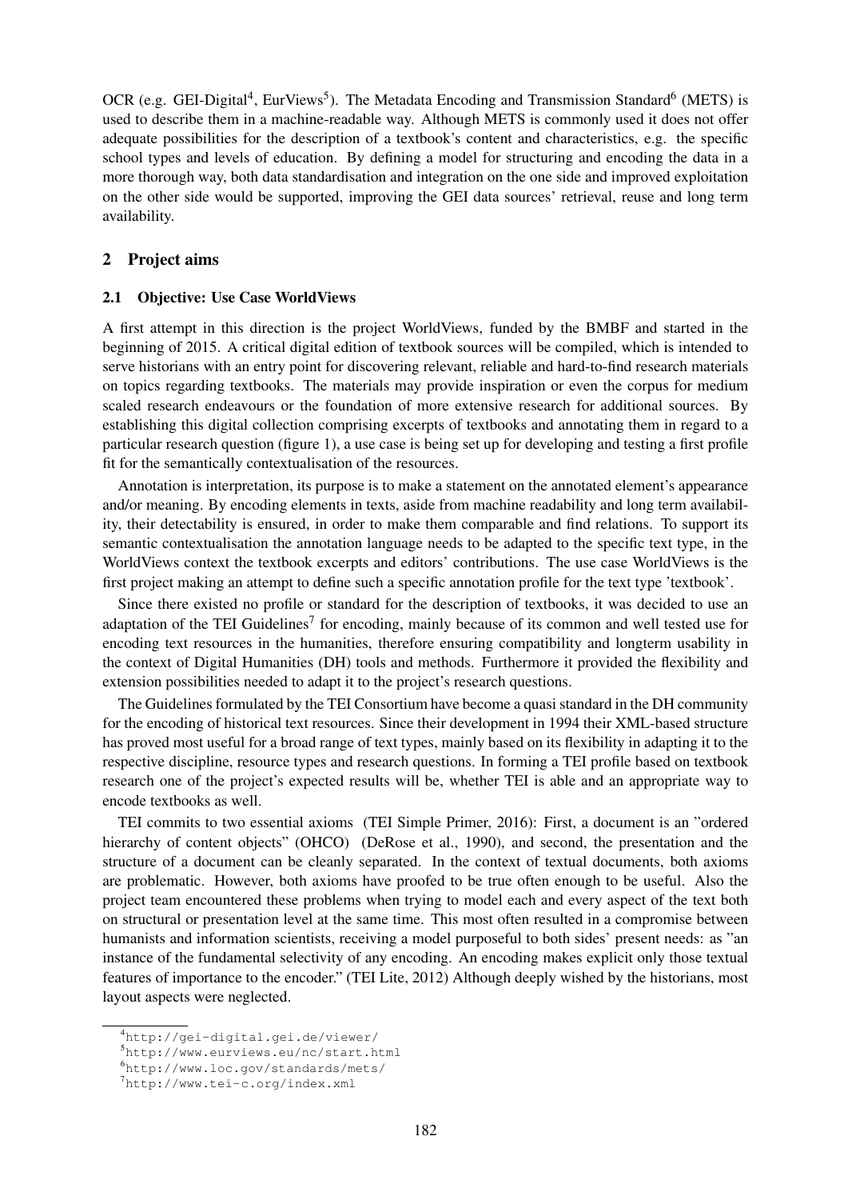OCR (e.g. GEI-Digital[4], EurViews[5]). The Metadata Encoding and Transmission Standard[6] (METS) is used to describe them in a machine-readable way. Although METS is commonly used it does not offer adequate possibilities for the description of a textbook's content and characteristics, e.g. the specific school types and levels of education. By defining a model for structuring and encoding the data in a more thorough way, both data standardisation and integration on the one side and improved exploitation on the other side would be supported, improving the GEI data sources' retrieval, reuse and long term availability.

## 2 Project aims

### 2.1 Objective: Use Case WorldViews

A first attempt in this direction is the project WorldViews, funded by the BMBF and started in the beginning of 2015. A critical digital edition of textbook sources will be compiled, which is intended to serve historians with an entry point for discovering relevant, reliable and hard-to-find research materials on topics regarding textbooks. The materials may provide inspiration or even the corpus for medium scaled research endeavours or the foundation of more extensive research for additional sources. By establishing this digital collection comprising excerpts of textbooks and annotating them in regard to a particular research question (figure 1), a use case is being set up for developing and testing a first profile fit for the semantically contextualisation of the resources.

Annotation is interpretation, its purpose is to make a statement on the annotated element's appearance and/or meaning. By encoding elements in texts, aside from machine readability and long term availability, their detectability is ensured, in order to make them comparable and find relations. To support its semantic contextualisation the annotation language needs to be adapted to the specific text type, in the WorldViews context the textbook excerpts and editors' contributions. The use case WorldViews is the first project making an attempt to define such a specific annotation profile for the text type 'textbook'.

Since there existed no profile or standard for the description of textbooks, it was decided to use an adaptation of the TEI Guidelines[7] for encoding, mainly because of its common and well tested use for encoding text resources in the humanities, therefore ensuring compatibility and longterm usability in the context of Digital Humanities (DH) tools and methods. Furthermore it provided the flexibility and extension possibilities needed to adapt it to the project's research questions.

The Guidelines formulated by the TEI Consortium have become a quasi standard in the DH community for the encoding of historical text resources. Since their development in 1994 their XML-based structure has proved most useful for a broad range of text types, mainly based on its flexibility in adapting it to the respective discipline, resource types and research questions. In forming a TEI profile based on textbook research one of the project's expected results will be, whether TEI is able and an appropriate way to encode textbooks as well.

TEI commits to two essential axioms (TEI Simple Primer, 2016): First, a document is an "ordered hierarchy of content objects" (OHCO) (DeRose et al., 1990), and second, the presentation and the structure of a document can be cleanly separated. In the context of textual documents, both axioms are problematic. However, both axioms have proofed to be true often enough to be useful. Also the project team encountered these problems when trying to model each and every aspect of the text both on structural or presentation level at the same time. This most often resulted in a compromise between humanists and information scientists, receiving a model purposeful to both sides' present needs: as "an instance of the fundamental selectivity of any encoding. An encoding makes explicit only those textual features of importance to the encoder." (TEI Lite, 2012) Although deeply wished by the historians, most layout aspects were neglected.

[4] http://gei-digital.gei.de/viewer/

[5] http://www.eurviews.eu/nc/start.html

[6] http://www.loc.gov/standards/mets/

[7] http://www.tei-c.org/index.xml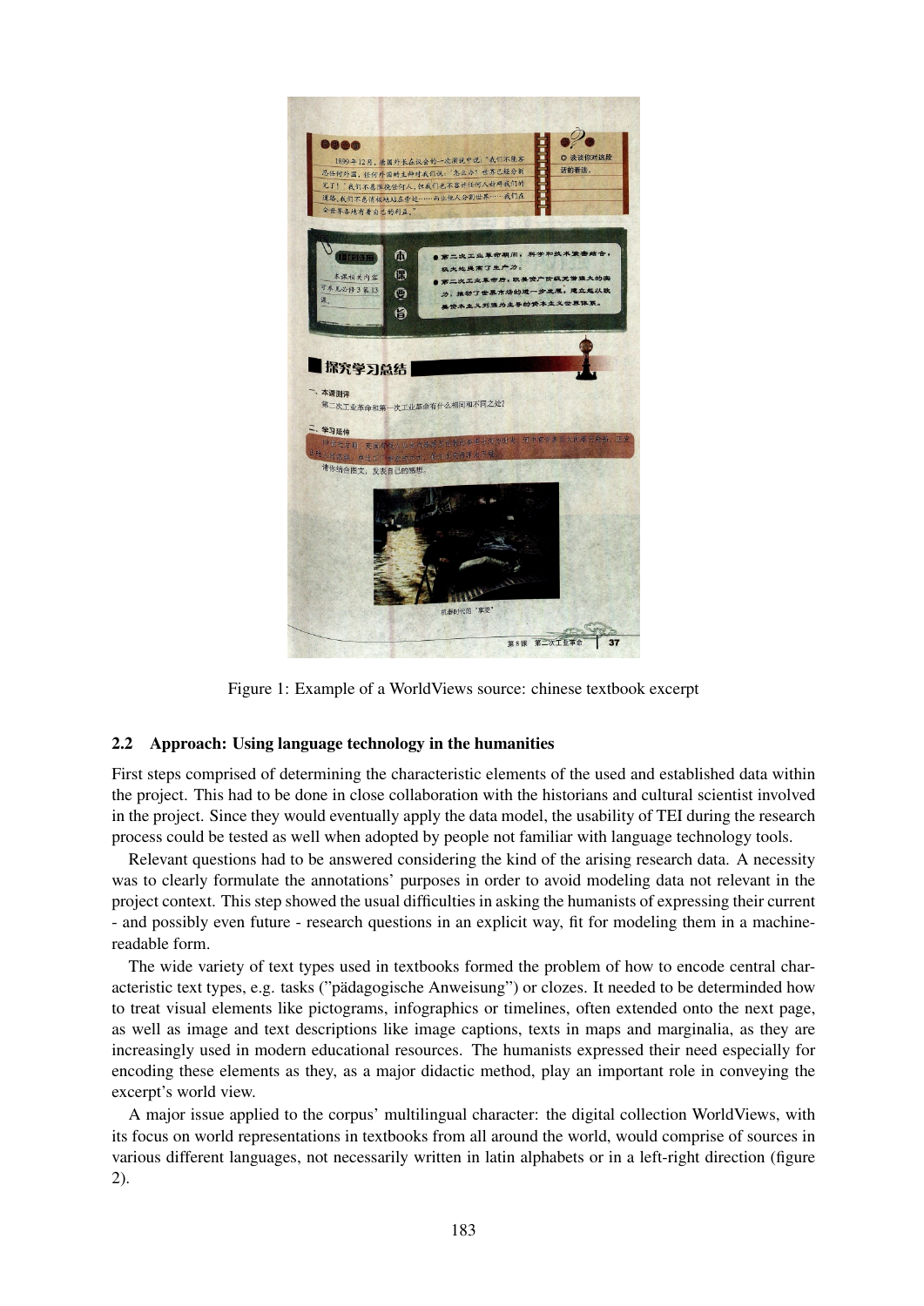Figure 1: Example of a WorldViews source: chinese textbook excerpt

### 2.2 Approach: Using language technology in the humanities

First steps comprised of determining the characteristic elements of the used and established data within the project. This had to be done in close collaboration with the historians and cultural scientist involved in the project. Since they would eventually apply the data model, the usability of TEI during the research process could be tested as well when adopted by people not familiar with language technology tools.

Relevant questions had to be answered considering the kind of the arising research data. A necessity was to clearly formulate the annotations' purposes in order to avoid modeling data not relevant in the project context. This step showed the usual difficulties in asking the humanists of expressing their current - and possibly even future - research questions in an explicit way, fit for modeling them in a machine-readable form.

The wide variety of text types used in textbooks formed the problem of how to encode central characteristic text types, e.g. tasks ("pädagogische Anweisung") or clozes. It needed to be determinded how to treat visual elements like pictograms, infographics or timelines, often extended onto the next page, as well as image and text descriptions like image captions, texts in maps and marginalia, as they are increasingly used in modern educational resources. The humanists expressed their need especially for encoding these elements as they, as a major didactic method, play an important role in conveying the excerpt's world view.

A major issue applied to the corpus' multilingual character: the digital collection WorldViews, with its focus on world representations in textbooks from all around the world, would comprise of sources in various different languages, not necessarily written in latin alphabets or in a left-right direction (figure 2).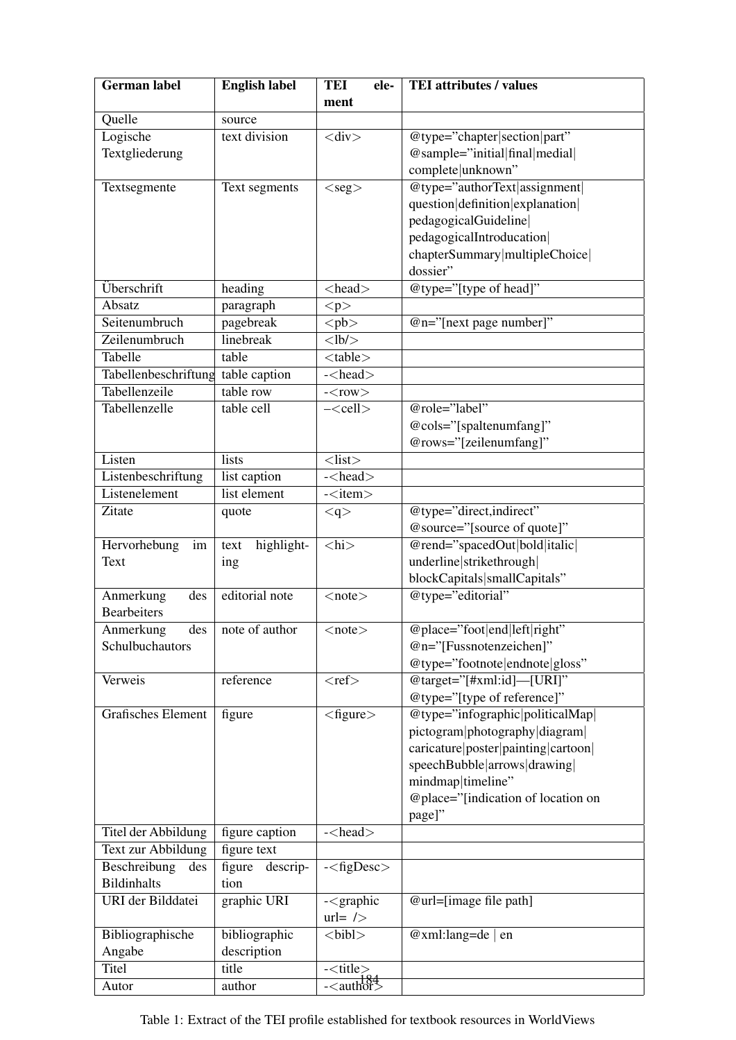| German label | English label | TEI element | TEI attributes / values |
|---|---|---|---|
| Quelle | source | | |
| Logische Textgliederung | text division | <div> | @type="chapter\|section\|part" @sample="initial\|final\|medial\|complete\|unknown" |
| Textsegmente | Text segments | <seg> | @type="authorText\|assignment\|question\|definition\|explanation\|pedagogicalGuideline\|pedagogicalIntroducation\|chapterSummary\|multipleChoice\|dossier" |
| Überschrift | heading | <head> | @type="[type of head]" |
| Absatz | paragraph | <p> | |
| Seitenumbruch | pagebreak | <pb> | @n="[next page number]" |
| Zeilenumbruch | linebreak | <lb/> | |
| Tabelle | table | <table> | |
| Tabellenbeschriftung | table caption | -<head> | |
| Tabellenzeile | table row | -<row> | |
| Tabellenzelle | table cell | –<cell> | @role="label" @cols="[spaltenumfang]" @rows="[zeilenumfang]" |
| Listen | lists | <list> | |
| Listenbeschriftung | list caption | -<head> | |
| Listenelement | list element | -<item> | |
| Zitate | quote | <q> | @type="direct,indirect" @source="[source of quote]" |
| Hervorhebung im Text | text highlighting | <hi> | @rend="spacedOut\|bold\|italic\|underline\|strikethrough\|blockCapitals\|smallCapitals" |
| Anmerkung des Bearbeiters | editorial note | <note> | @type="editorial" |
| Anmerkung des Schulbuchautors | note of author | <note> | @place="foot\|end\|left\|right" @n="[Fussnotenzeichen]" @type="footnote\|endnote\|gloss" |
| Verweis | reference | <ref> | @target="[#xml:id]—[URI]" @type="[type of reference]" |
| Grafisches Element | figure | <figure> | @type="infographic\|politicalMap\|pictogram\|photography\|diagram\|caricature\|poster\|painting\|cartoon\|speechBubble\|arrows\|drawing\|mindmap\|timeline" @place="[indication of location on page]" |
| Titel der Abbildung | figure caption | -<head> | |
| Text zur Abbildung | figure text | | |
| Beschreibung des Bildinhalts | figure description | -<figDesc> | |
| URI der Bilddatei | graphic URI | -<graphic url= /> | @url=[image file path] |
| Bibliographische Angabe | bibliographic description | <bibl> | @xml:lang=de \| en |
| Titel | title | -<title> | |
| Autor | author | -<author> | |

Table 1: Extract of the TEI profile established for textbook resources in WorldViews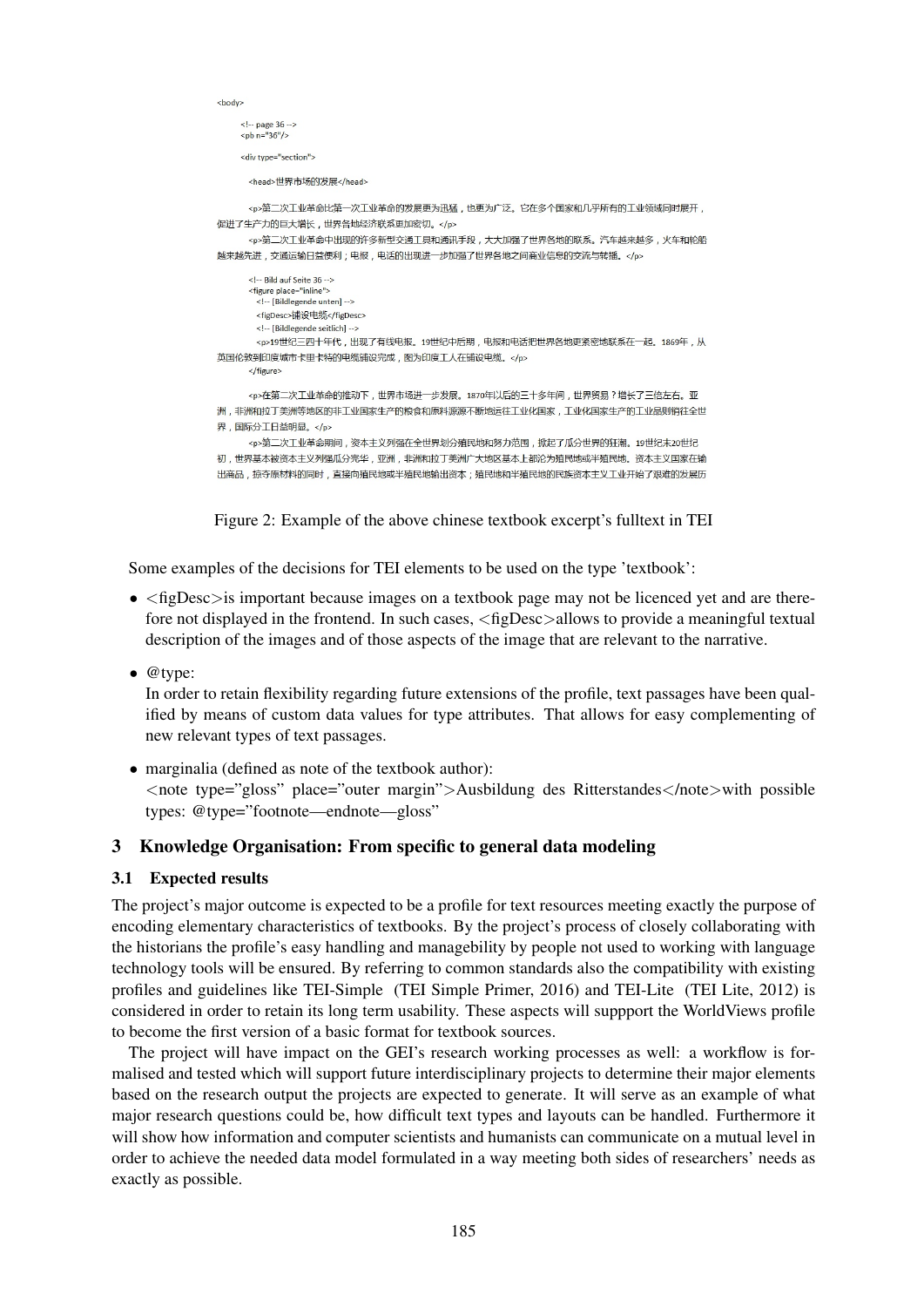```
<body>

    <!-- page 36 -->
    <pb n="36"/>

    <div type="section">

      <head>世界市场的发展</head>

      <p>第二次工业革命比第一次工业革命的发展更为迅猛，也更为广泛。它在多个国家和几乎所有的工业领域同时展开，促进了生产力的巨大增长，世界各地经济联系更加密切。</p>
      <p>第二次工业革命中出现的许多新型交通工具和通讯手段，大大加强了世界各地的联系。汽车越来越多，火车和轮船越来越先进，交通运输日益便利；电报，电话的出现进一步加强了世界各地之间商业信息的交流与转播。</p>

      <!-- Bild auf Seite 36 -->
      <figure place="inline">
        <!-- [Bildlegende unten] -->
        <figDesc>铺设电缆</figDesc>
        <!-- [Bildlegende seitlich] -->
        <p>19世纪三四十年代，出现了有线电报。19世纪中后期，电报和电话把世界各地更紧密地联系在一起。1869年，从英国伦敦到印度城市卡里卡特的电缆铺设完成，图为印度工人在铺设电缆。</p>
      </figure>

      <p>在第二次工业革命的推动下，世界市场进一步发展。1870年以后的三十多年间，世界贸易？增长了三倍左右。亚洲，非洲和拉丁美洲等地区的非工业国家生产的粮食和原料源源不断地运往工业化国家，工业化国家生产的工业品则销往全世界，国际分工日益明显。</p>
      <p>第二次工业革命期间，资本主义列强在全世界划分殖民地和势力范围，掀起了瓜分世界的狂潮。19世纪末20世纪初，世界基本被资本主义列强瓜分完毕，亚洲，非洲和拉丁美洲广大地区基本上都沦为殖民地或半殖民地。资本主义国家在输出商品，掠夺原材料的同时，直接向殖民地或半殖民地输出资本；殖民地和半殖民地的民族资本主义工业开始了艰难的发展历
```

Figure 2: Example of the above chinese textbook excerpt's fulltext in TEI

Some examples of the decisions for TEI elements to be used on the type 'textbook':

- <figDesc>is important because images on a textbook page may not be licenced yet and are therefore not displayed in the frontend. In such cases, <figDesc>allows to provide a meaningful textual description of the images and of those aspects of the image that are relevant to the narrative.

- @type:
  In order to retain flexibility regarding future extensions of the profile, text passages have been qualified by means of custom data values for type attributes. That allows for easy complementing of new relevant types of text passages.

- marginalia (defined as note of the textbook author):
  <note type="gloss" place="outer margin">Ausbildung des Ritterstandes</note>with possible types: @type="footnote—endnote—gloss"

## 3 Knowledge Organisation: From specific to general data modeling

### 3.1 Expected results

The project's major outcome is expected to be a profile for text resources meeting exactly the purpose of encoding elementary characteristics of textbooks. By the project's process of closely collaborating with the historians the profile's easy handling and managebility by people not used to working with language technology tools will be ensured. By referring to common standards also the compatibility with existing profiles and guidelines like TEI-Simple (TEI Simple Primer, 2016) and TEI-Lite (TEI Lite, 2012) is considered in order to retain its long term usability. These aspects will suppport the WorldViews profile to become the first version of a basic format for textbook sources.

The project will have impact on the GEI's research working processes as well: a workflow is formalised and tested which will support future interdisciplinary projects to determine their major elements based on the research output the projects are expected to generate. It will serve as an example of what major research questions could be, how difficult text types and layouts can be handled. Furthermore it will show how information and computer scientists and humanists can communicate on a mutual level in order to achieve the needed data model formulated in a way meeting both sides of researchers' needs as exactly as possible.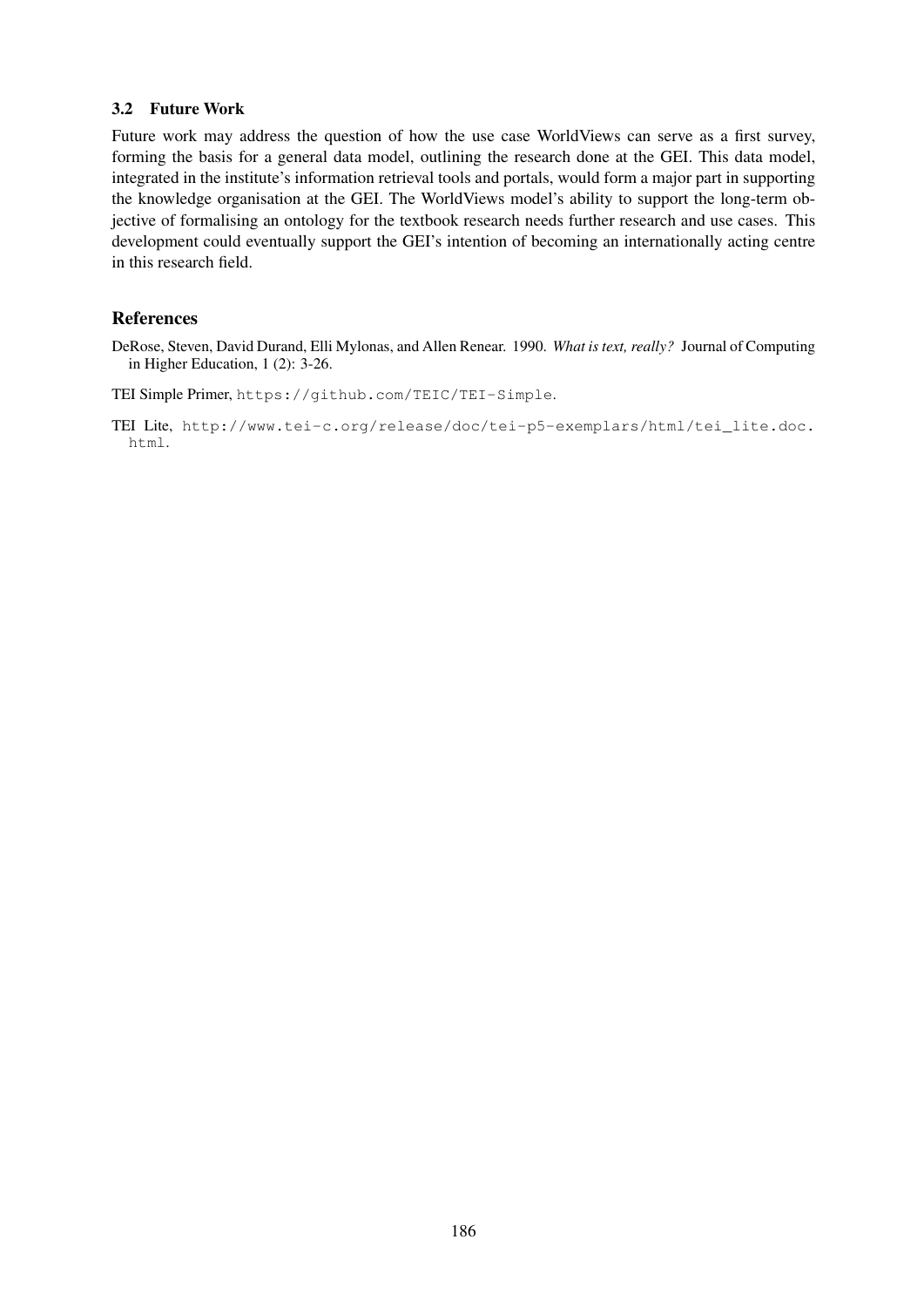### 3.2 Future Work

Future work may address the question of how the use case WorldViews can serve as a first survey, forming the basis for a general data model, outlining the research done at the GEI. This data model, integrated in the institute's information retrieval tools and portals, would form a major part in supporting the knowledge organisation at the GEI. The WorldViews model's ability to support the long-term objective of formalising an ontology for the textbook research needs further research and use cases. This development could eventually support the GEI's intention of becoming an internationally acting centre in this research field.

## References

DeRose, Steven, David Durand, Elli Mylonas, and Allen Renear. 1990. *What is text, really?* Journal of Computing in Higher Education, 1 (2): 3-26.

TEI Simple Primer, `https://github.com/TEIC/TEI-Simple`.

TEI Lite, `http://www.tei-c.org/release/doc/tei-p5-exemplars/html/tei_lite.doc.html`.